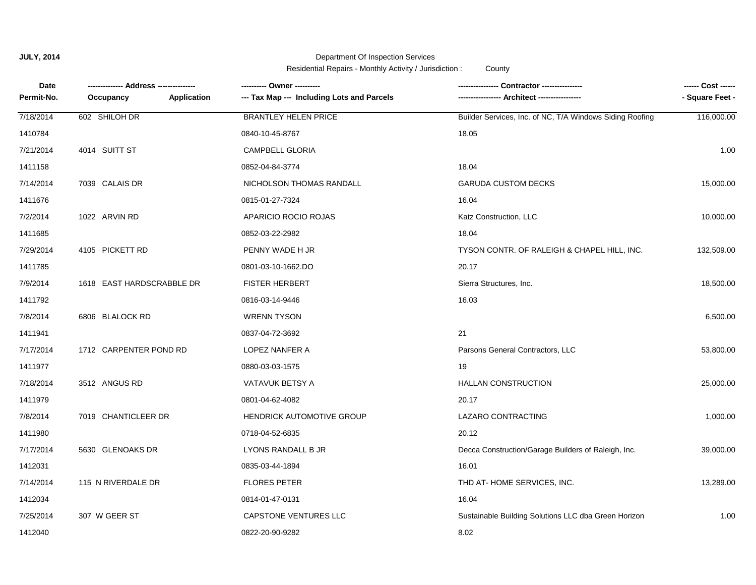**JULY, 2014**

Department Of Inspection Services

Residential Repairs - Monthly Activity / Jurisdiction : County

| Date<br>Permit-No. | ------------- Address --------------<br>Occupancy Application | ---------- Owner ----------<br>--- Tax Map --- Including Lots and Parcels | ---------------- Contractor ----------------<br>----------------- Architect ----------------- | ------ Cost ------<br>- Square Feet - |
|---|---|---|---|---|
| 7/18/2014 | 602 SHILOH DR | BRANTLEY HELEN PRICE | Builder Services, Inc. of NC, T/A Windows Siding Roofing | 116,000.00 |
| 1410784 | | 0840-10-45-8767 | 18.05 | |
| 7/21/2014 | 4014 SUITT ST | CAMPBELL GLORIA | | 1.00 |
| 1411158 | | 0852-04-84-3774 | 18.04 | |
| 7/14/2014 | 7039 CALAIS DR | NICHOLSON THOMAS RANDALL | GARUDA CUSTOM DECKS | 15,000.00 |
| 1411676 | | 0815-01-27-7324 | 16.04 | |
| 7/2/2014 | 1022 ARVIN RD | APARICIO ROCIO ROJAS | Katz Construction, LLC | 10,000.00 |
| 1411685 | | 0852-03-22-2982 | 18.04 | |
| 7/29/2014 | 4105 PICKETT RD | PENNY WADE H JR | TYSON CONTR. OF RALEIGH & CHAPEL HILL, INC. | 132,509.00 |
| 1411785 | | 0801-03-10-1662.DO | 20.17 | |
| 7/9/2014 | 1618 EAST HARDSCRABBLE DR | FISTER HERBERT | Sierra Structures, Inc. | 18,500.00 |
| 1411792 | | 0816-03-14-9446 | 16.03 | |
| 7/8/2014 | 6806 BLALOCK RD | WRENN TYSON | | 6,500.00 |
| 1411941 | | 0837-04-72-3692 | 21 | |
| 7/17/2014 | 1712 CARPENTER POND RD | LOPEZ NANFER A | Parsons General Contractors, LLC | 53,800.00 |
| 1411977 | | 0880-03-03-1575 | 19 | |
| 7/18/2014 | 3512 ANGUS RD | VATAVUK BETSY A | HALLAN CONSTRUCTION | 25,000.00 |
| 1411979 | | 0801-04-62-4082 | 20.17 | |
| 7/8/2014 | 7019 CHANTICLEER DR | HENDRICK AUTOMOTIVE GROUP | LAZARO CONTRACTING | 1,000.00 |
| 1411980 | | 0718-04-52-6835 | 20.12 | |
| 7/17/2014 | 5630 GLENOAKS DR | LYONS RANDALL B JR | Decca Construction/Garage Builders of Raleigh, Inc. | 39,000.00 |
| 1412031 | | 0835-03-44-1894 | 16.01 | |
| 7/14/2014 | 115 N RIVERDALE DR | FLORES PETER | THD AT- HOME SERVICES, INC. | 13,289.00 |
| 1412034 | | 0814-01-47-0131 | 16.04 | |
| 7/25/2014 | 307 W GEER ST | CAPSTONE VENTURES LLC | Sustainable Building Solutions LLC dba Green Horizon | 1.00 |
| 1412040 | | 0822-20-90-9282 | 8.02 | |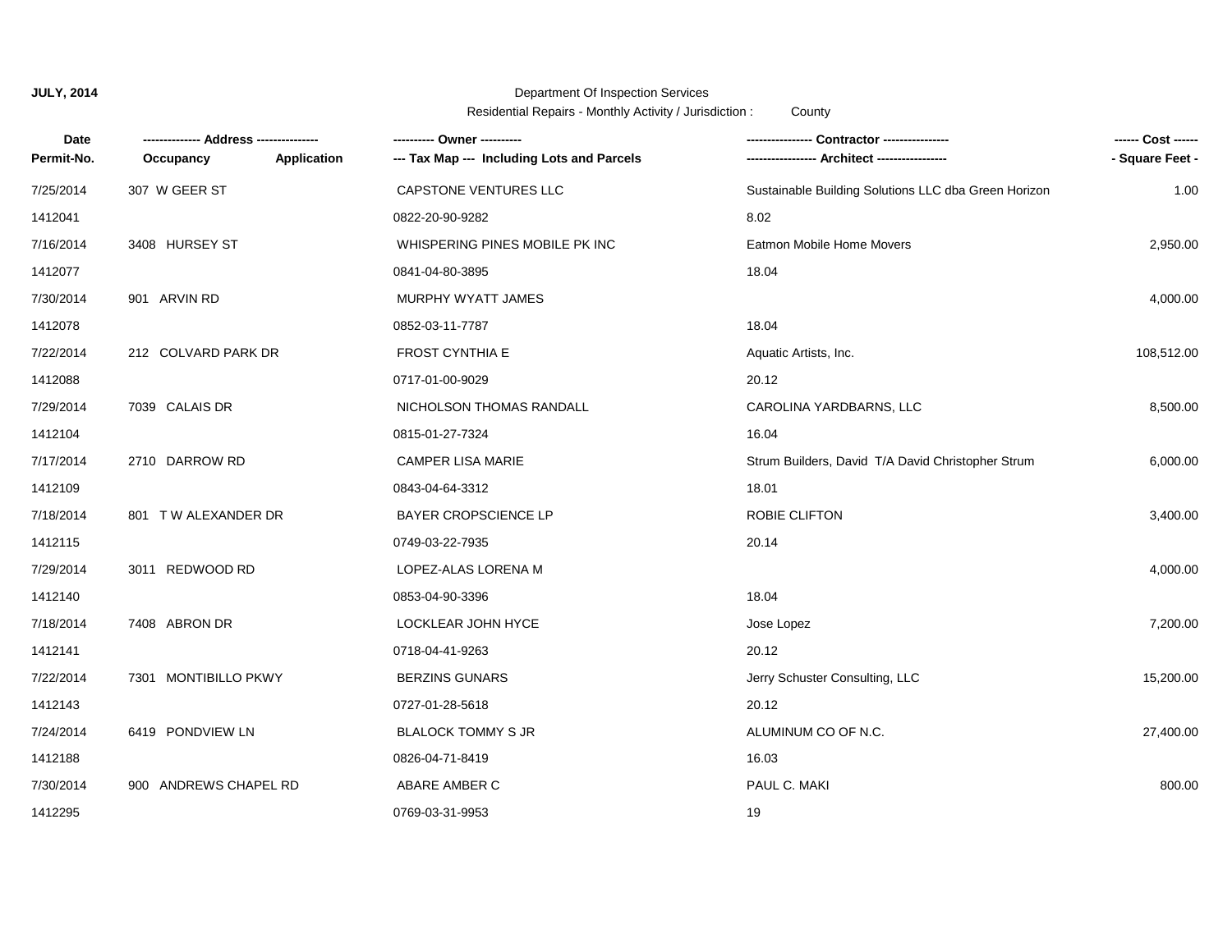**JULY, 2014**

Department Of Inspection Services

Residential Repairs - Monthly Activity / Jurisdiction : County

| Date<br>Permit-No. | ------------- Address --------------<br>Occupancy Application | ---------- Owner ----------<br>--- Tax Map --- Including Lots and Parcels | --------------- Contractor ---------------<br>---------------- Architect ---------------- | ------ Cost ------<br>- Square Feet - |
|---|---|---|---|---|
| 7/25/2014 | 307 W GEER ST | CAPSTONE VENTURES LLC | Sustainable Building Solutions LLC dba Green Horizon | 1.00 |
| 1412041 | | 0822-20-90-9282 | 8.02 | |
| 7/16/2014 | 3408 HURSEY ST | WHISPERING PINES MOBILE PK INC | Eatmon Mobile Home Movers | 2,950.00 |
| 1412077 | | 0841-04-80-3895 | 18.04 | |
| 7/30/2014 | 901 ARVIN RD | MURPHY WYATT JAMES | | 4,000.00 |
| 1412078 | | 0852-03-11-7787 | 18.04 | |
| 7/22/2014 | 212 COLVARD PARK DR | FROST CYNTHIA E | Aquatic Artists, Inc. | 108,512.00 |
| 1412088 | | 0717-01-00-9029 | 20.12 | |
| 7/29/2014 | 7039 CALAIS DR | NICHOLSON THOMAS RANDALL | CAROLINA YARDBARNS, LLC | 8,500.00 |
| 1412104 | | 0815-01-27-7324 | 16.04 | |
| 7/17/2014 | 2710 DARROW RD | CAMPER LISA MARIE | Strum Builders, David T/A David Christopher Strum | 6,000.00 |
| 1412109 | | 0843-04-64-3312 | 18.01 | |
| 7/18/2014 | 801 T W ALEXANDER DR | BAYER CROPSCIENCE LP | ROBIE CLIFTON | 3,400.00 |
| 1412115 | | 0749-03-22-7935 | 20.14 | |
| 7/29/2014 | 3011 REDWOOD RD | LOPEZ-ALAS LORENA M | | 4,000.00 |
| 1412140 | | 0853-04-90-3396 | 18.04 | |
| 7/18/2014 | 7408 ABRON DR | LOCKLEAR JOHN HYCE | Jose Lopez | 7,200.00 |
| 1412141 | | 0718-04-41-9263 | 20.12 | |
| 7/22/2014 | 7301 MONTIBILLO PKWY | BERZINS GUNARS | Jerry Schuster Consulting, LLC | 15,200.00 |
| 1412143 | | 0727-01-28-5618 | 20.12 | |
| 7/24/2014 | 6419 PONDVIEW LN | BLALOCK TOMMY S JR | ALUMINUM CO OF N.C. | 27,400.00 |
| 1412188 | | 0826-04-71-8419 | 16.03 | |
| 7/30/2014 | 900 ANDREWS CHAPEL RD | ABARE AMBER C | PAUL C. MAKI | 800.00 |
| 1412295 | | 0769-03-31-9953 | 19 | |